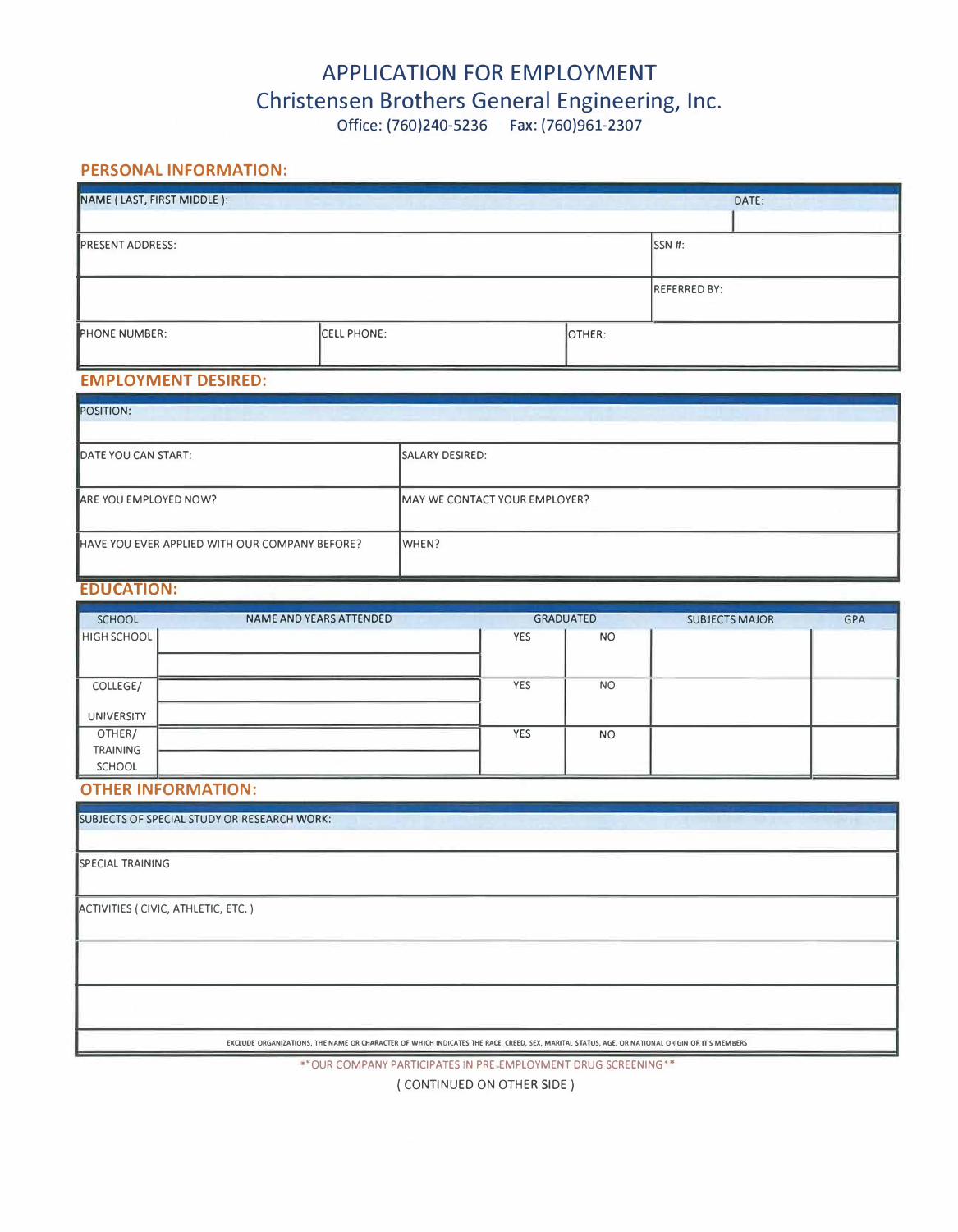# APPLICATION FOR EMPLOYMENT

## Christensen Brothers General Engineering, Inc.

Office: (760)240-5236 Fax: (760)961-2307

## PERSONAL INFORMATION:

| NAME ( LAST, FIRST MIDDLE ): | | DATE: |
|---|---|---|
| PRESENT ADDRESS: | | SSN #: |
| | | REFERRED BY: |
| PHONE NUMBER: | CELL PHONE: | OTHER: |

## EMPLOYMENT DESIRED:

| POSITION: | |
|---|---|
| DATE YOU CAN START: | SALARY DESIRED: |
| ARE YOU EMPLOYED NOW? | MAY WE CONTACT YOUR EMPLOYER? |
| HAVE YOU EVER APPLIED WITH OUR COMPANY BEFORE? | WHEN? |

## EDUCATION:

| SCHOOL | NAME AND YEARS ATTENDED | GRADUATED | | SUBJECTS MAJOR | GPA |
|---|---|---|---|---|---|
| HIGH SCHOOL | | YES | NO | | |
| COLLEGE/ UNIVERSITY | | YES | NO | | |
| OTHER/ TRAINING SCHOOL | | YES | NO | | |

## OTHER INFORMATION:

| SUBJECTS OF SPECIAL STUDY OR RESEARCH WORK: |
|---|
| SPECIAL TRAINING |
| ACTIVITIES ( CIVIC, ATHLETIC, ETC. ) |
| |
| |
| EXCLUDE ORGANIZATIONS, THE NAME OR CHARACTER OF WHICH INDICATES THE RACE, CREED, SEX, MARITAL STATUS, AGE, OR NATIONAL ORIGIN OR IT'S MEMBERS |

**OUR COMPANY PARTICIPATES IN PRE-EMPLOYMENT DRUG SCREENING**

( CONTINUED ON OTHER SIDE )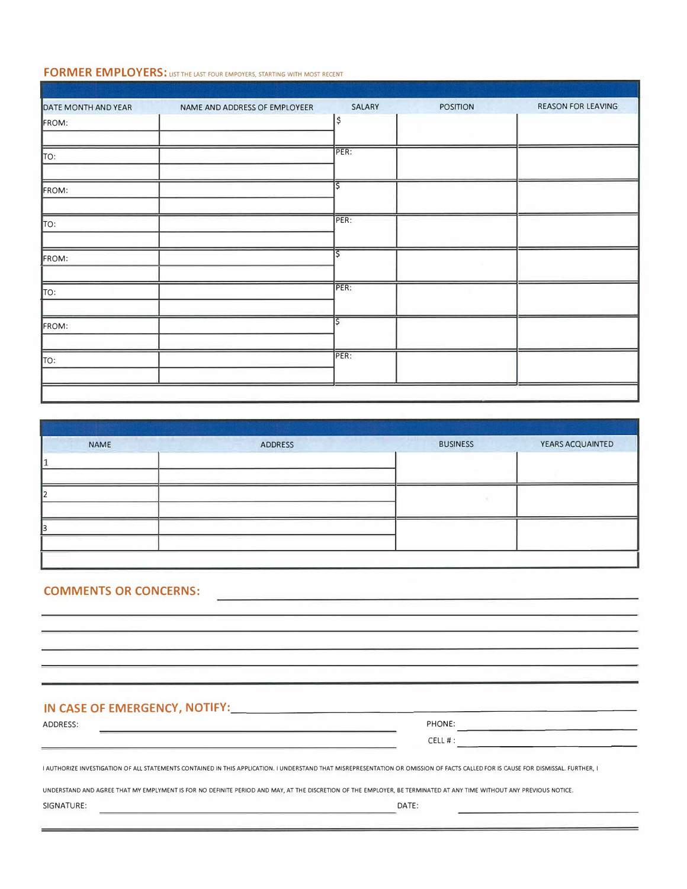## FORMER EMPLOYERS: LIST THE LAST FOUR EMPOYERS, STARTING WITH MOST RECENT

| DATE MONTH AND YEAR | NAME AND ADDRESS OF EMPLOYEER | SALARY | POSITION | REASON FOR LEAVING |
|---|---|---|---|---|
| FROM: | | $ | | |
| TO: | | PER: | | |
| FROM: | | $ | | |
| TO: | | PER: | | |
| FROM: | | $ | | |
| TO: | | PER: | | |
| FROM: | | $ | | |
| TO: | | PER: | | |

| NAME | ADDRESS | BUSINESS | YEARS ACQUAINTED |
|---|---|---|---|
| 1 | | | |
| 2 | | | |
| 3 | | | |

## COMMENTS OR CONCERNS:

## IN CASE OF EMERGENCY, NOTIFY:

ADDRESS:

PHONE:

CELL # :

I AUTHORIZE INVESTIGATION OF ALL STATEMENTS CONTAINED IN THIS APPLICATION. I UNDERSTAND THAT MISREPRESENTATION OR OMISSION OF FACTS CALLED FOR IS CAUSE FOR DISMISSAL. FURTHER, I UNDERSTAND AND AGREE THAT MY EMPLYMENT IS FOR NO DEFINITE PERIOD AND MAY, AT THE DISCRETION OF THE EMPLOYER, BE TERMINATED AT ANY TIME WITHOUT ANY PREVIOUS NOTICE.

SIGNATURE: DATE: